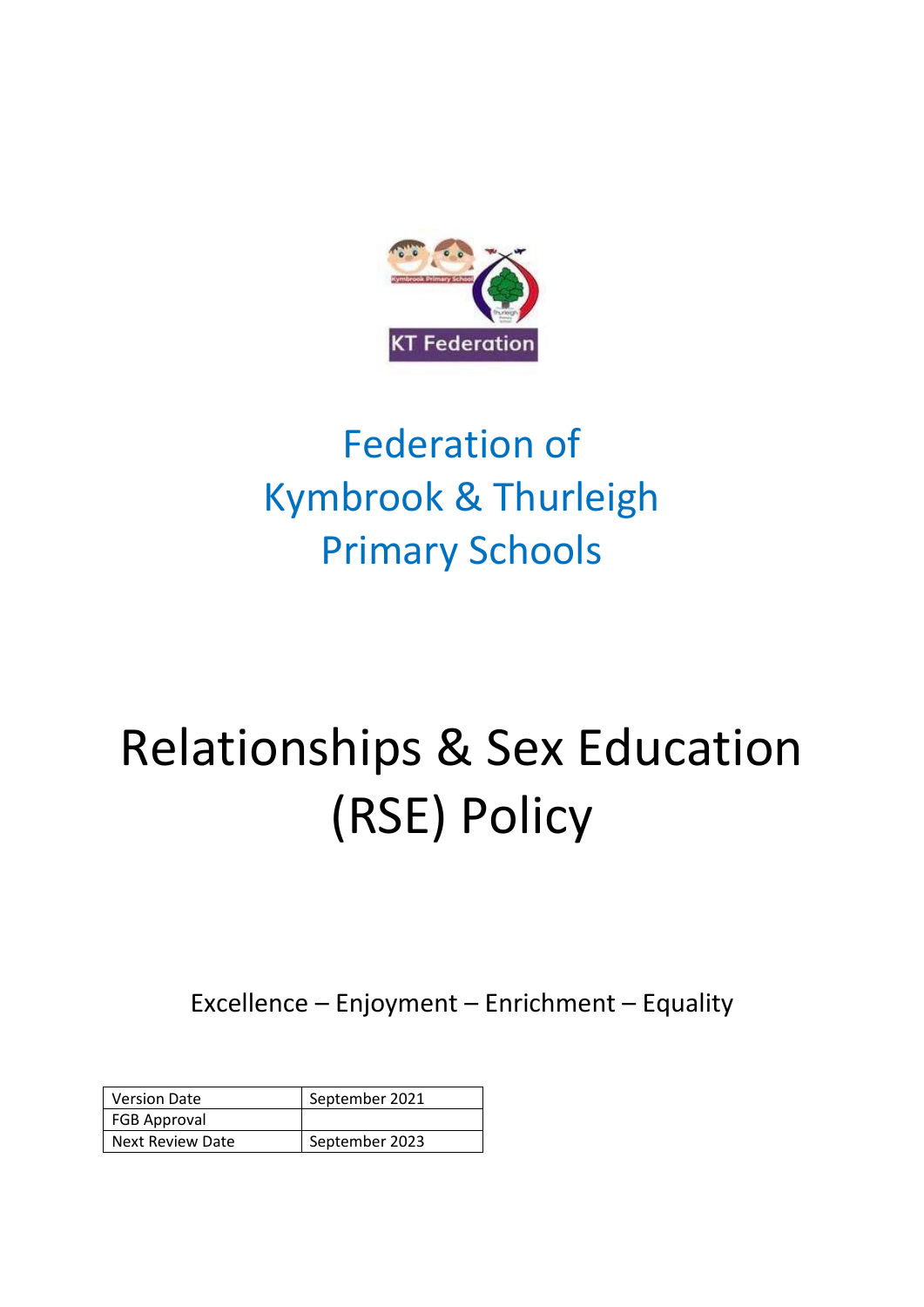KT Federation

# Federation of Kymbrook & Thurleigh Primary Schools

# Relationships & Sex Education (RSE) Policy

Excellence – Enjoyment – Enrichment – Equality

| Version Date | September 2021 |
|---|---|
| FGB Approval | |
| Next Review Date | September 2023 |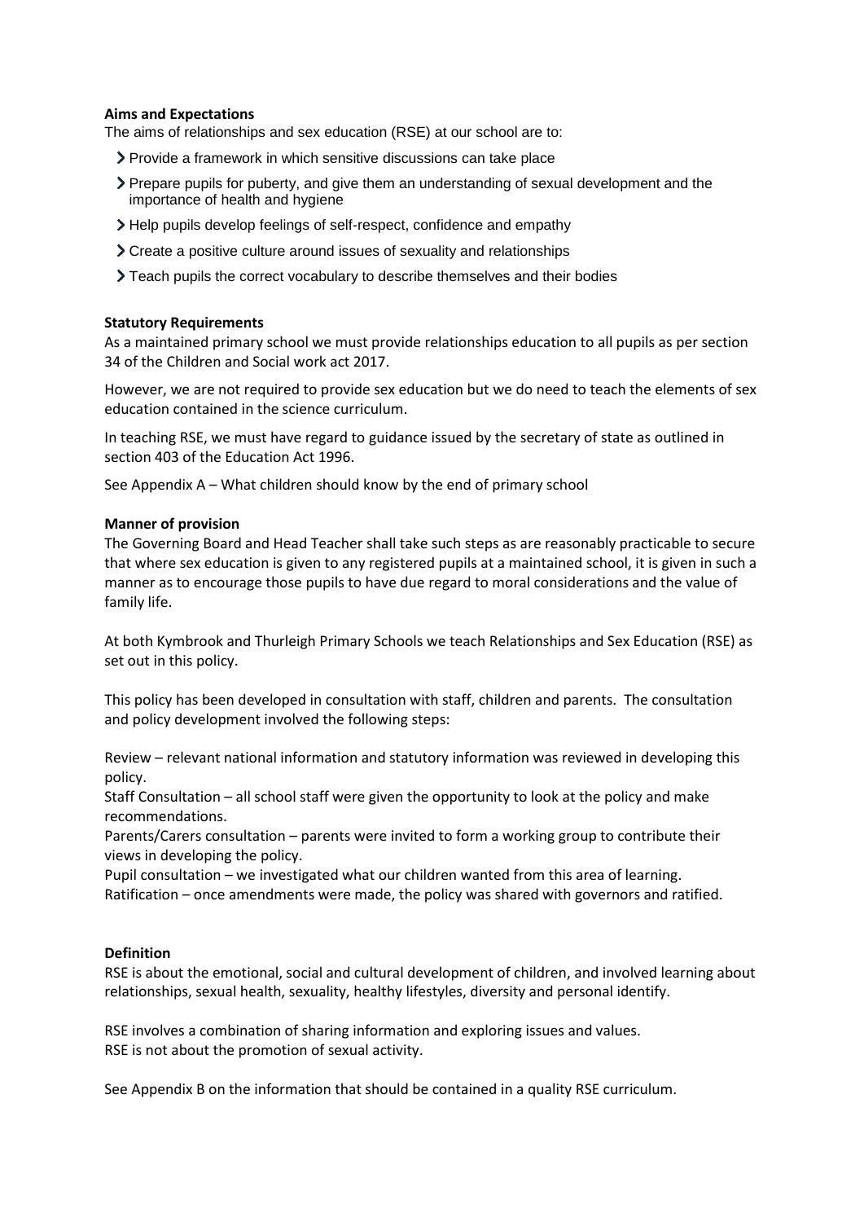**Aims and Expectations**

The aims of relationships and sex education (RSE) at our school are to:

- Provide a framework in which sensitive discussions can take place
- Prepare pupils for puberty, and give them an understanding of sexual development and the importance of health and hygiene
- Help pupils develop feelings of self-respect, confidence and empathy
- Create a positive culture around issues of sexuality and relationships
- Teach pupils the correct vocabulary to describe themselves and their bodies

**Statutory Requirements**

As a maintained primary school we must provide relationships education to all pupils as per section 34 of the Children and Social work act 2017.

However, we are not required to provide sex education but we do need to teach the elements of sex education contained in the science curriculum.

In teaching RSE, we must have regard to guidance issued by the secretary of state as outlined in section 403 of the Education Act 1996.

See Appendix A – What children should know by the end of primary school

**Manner of provision**

The Governing Board and Head Teacher shall take such steps as are reasonably practicable to secure that where sex education is given to any registered pupils at a maintained school, it is given in such a manner as to encourage those pupils to have due regard to moral considerations and the value of family life.

At both Kymbrook and Thurleigh Primary Schools we teach Relationships and Sex Education (RSE) as set out in this policy.

This policy has been developed in consultation with staff, children and parents. The consultation and policy development involved the following steps:

Review – relevant national information and statutory information was reviewed in developing this policy.
Staff Consultation – all school staff were given the opportunity to look at the policy and make recommendations.
Parents/Carers consultation – parents were invited to form a working group to contribute their views in developing the policy.
Pupil consultation – we investigated what our children wanted from this area of learning.
Ratification – once amendments were made, the policy was shared with governors and ratified.

**Definition**

RSE is about the emotional, social and cultural development of children, and involved learning about relationships, sexual health, sexuality, healthy lifestyles, diversity and personal identify.

RSE involves a combination of sharing information and exploring issues and values.
RSE is not about the promotion of sexual activity.

See Appendix B on the information that should be contained in a quality RSE curriculum.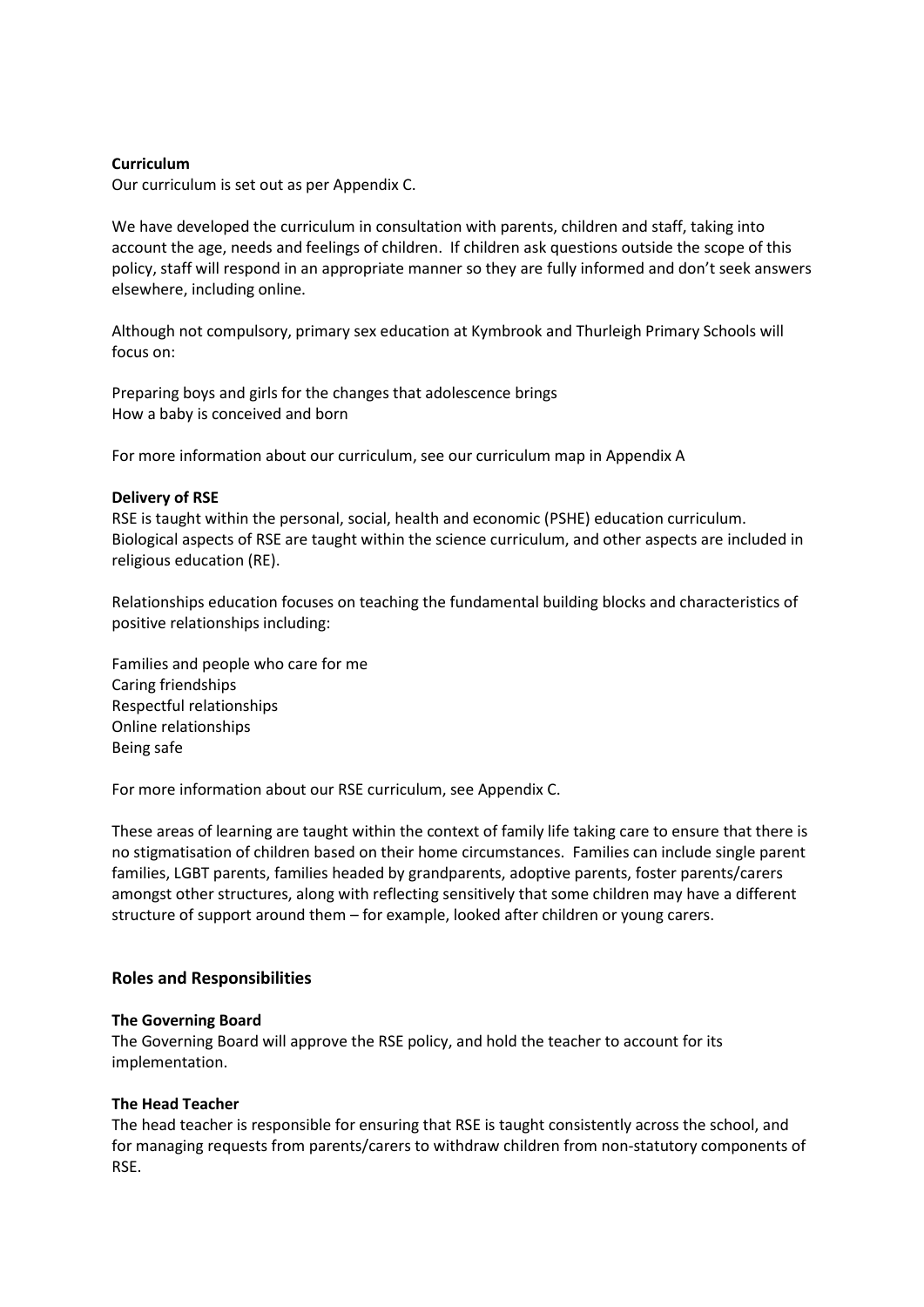**Curriculum**

Our curriculum is set out as per Appendix C.

We have developed the curriculum in consultation with parents, children and staff, taking into account the age, needs and feelings of children. If children ask questions outside the scope of this policy, staff will respond in an appropriate manner so they are fully informed and don't seek answers elsewhere, including online.

Although not compulsory, primary sex education at Kymbrook and Thurleigh Primary Schools will focus on:

Preparing boys and girls for the changes that adolescence brings
How a baby is conceived and born

For more information about our curriculum, see our curriculum map in Appendix A

**Delivery of RSE**

RSE is taught within the personal, social, health and economic (PSHE) education curriculum. Biological aspects of RSE are taught within the science curriculum, and other aspects are included in religious education (RE).

Relationships education focuses on teaching the fundamental building blocks and characteristics of positive relationships including:

Families and people who care for me
Caring friendships
Respectful relationships
Online relationships
Being safe

For more information about our RSE curriculum, see Appendix C.

These areas of learning are taught within the context of family life taking care to ensure that there is no stigmatisation of children based on their home circumstances. Families can include single parent families, LGBT parents, families headed by grandparents, adoptive parents, foster parents/carers amongst other structures, along with reflecting sensitively that some children may have a different structure of support around them – for example, looked after children or young carers.

## Roles and Responsibilities

**The Governing Board**

The Governing Board will approve the RSE policy, and hold the teacher to account for its implementation.

**The Head Teacher**

The head teacher is responsible for ensuring that RSE is taught consistently across the school, and for managing requests from parents/carers to withdraw children from non-statutory components of RSE.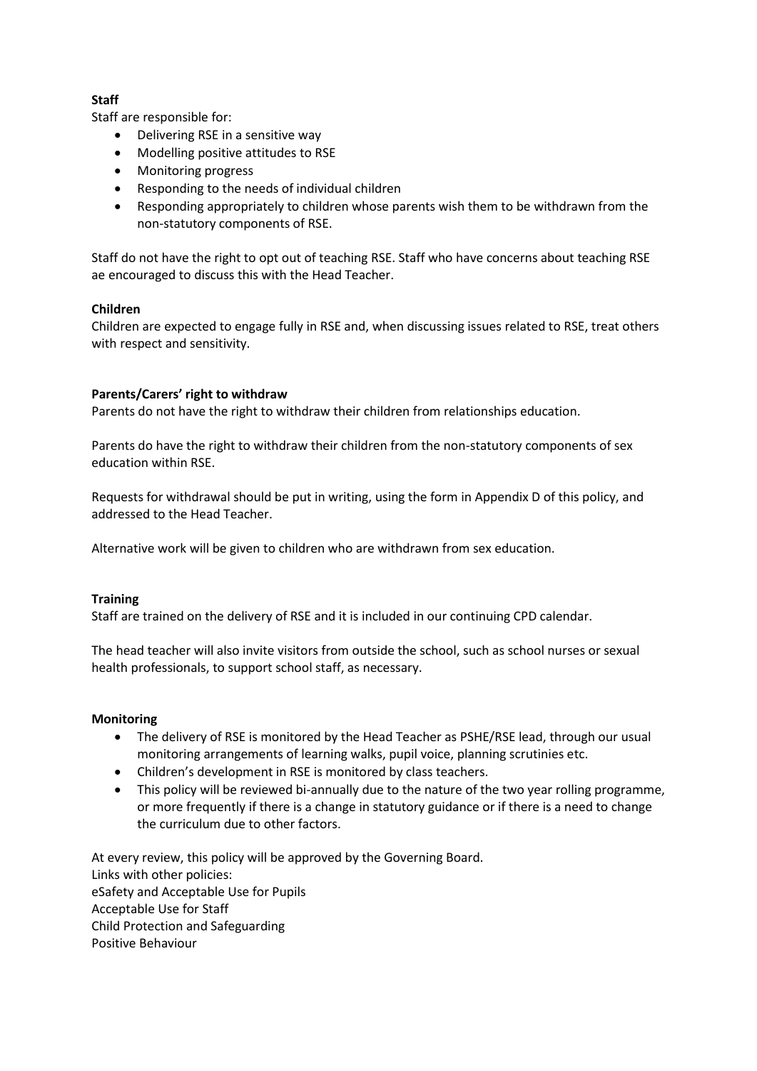**Staff**

Staff are responsible for:

- Delivering RSE in a sensitive way
- Modelling positive attitudes to RSE
- Monitoring progress
- Responding to the needs of individual children
- Responding appropriately to children whose parents wish them to be withdrawn from the non-statutory components of RSE.

Staff do not have the right to opt out of teaching RSE. Staff who have concerns about teaching RSE ae encouraged to discuss this with the Head Teacher.

**Children**

Children are expected to engage fully in RSE and, when discussing issues related to RSE, treat others with respect and sensitivity.

**Parents/Carers' right to withdraw**

Parents do not have the right to withdraw their children from relationships education.

Parents do have the right to withdraw their children from the non-statutory components of sex education within RSE.

Requests for withdrawal should be put in writing, using the form in Appendix D of this policy, and addressed to the Head Teacher.

Alternative work will be given to children who are withdrawn from sex education.

**Training**

Staff are trained on the delivery of RSE and it is included in our continuing CPD calendar.

The head teacher will also invite visitors from outside the school, such as school nurses or sexual health professionals, to support school staff, as necessary.

**Monitoring**

- The delivery of RSE is monitored by the Head Teacher as PSHE/RSE lead, through our usual monitoring arrangements of learning walks, pupil voice, planning scrutinies etc.
- Children's development in RSE is monitored by class teachers.
- This policy will be reviewed bi-annually due to the nature of the two year rolling programme, or more frequently if there is a change in statutory guidance or if there is a need to change the curriculum due to other factors.

At every review, this policy will be approved by the Governing Board.

Links with other policies:

eSafety and Acceptable Use for Pupils

Acceptable Use for Staff

Child Protection and Safeguarding

Positive Behaviour